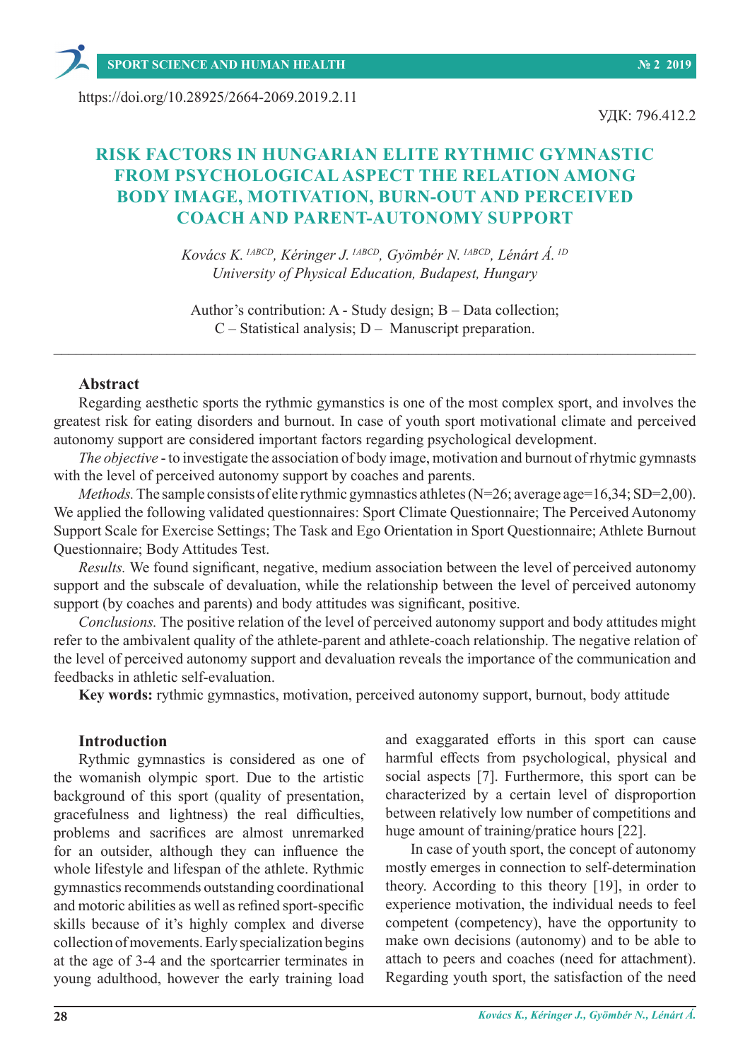https://doi.org/10.28925/2664-2069.2019.2.11

УДК: 796.412.2

# RISK FACTORS IN HUNGARIAN ELITE RYTHMIC GYMNASTIC FROM PSYCHOLOGICAL ASPECT THE RELATION AMONG BODY IMAGE, MOTIVATION, BURN-OUT AND PERCEIVED COACH AND PARENT-AUTONOMY SUPPORT

*Kovács K.* [1ABCD], *Kéringer J.* [1ABCD], *Gyömbér N.* [1ABCD], *Lénárt Á.* [1D]
*University of Physical Education, Budapest, Hungary*

Author's contribution: A - Study design; B – Data collection; C – Statistical analysis; D – Manuscript preparation.

---

## Abstract

Regarding aesthetic sports the rythmic gymanstics is one of the most complex sport, and involves the greatest risk for eating disorders and burnout. In case of youth sport motivational climate and perceived autonomy support are considered important factors regarding psychological development.

*The objective* - to investigate the association of body image, motivation and burnout of rhytmic gymnasts with the level of perceived autonomy support by coaches and parents.

*Methods.* The sample consists of elite rythmic gymnastics athletes (N=26; average age=16,34; SD=2,00). We applied the following validated questionnaires: Sport Climate Questionnaire; The Perceived Autonomy Support Scale for Exercise Settings; The Task and Ego Orientation in Sport Questionnaire; Athlete Burnout Questionnaire; Body Attitudes Test.

*Results.* We found significant, negative, medium association between the level of perceived autonomy support and the subscale of devaluation, while the relationship between the level of perceived autonomy support (by coaches and parents) and body attitudes was significant, positive.

*Conclusions.* The positive relation of the level of perceived autonomy support and body attitudes might refer to the ambivalent quality of the athlete-parent and athlete-coach relationship. The negative relation of the level of perceived autonomy support and devaluation reveals the importance of the communication and feedbacks in athletic self-evaluation.

**Key words:** rythmic gymnastics, motivation, perceived autonomy support, burnout, body attitude

## Introduction

Rythmic gymnastics is considered as one of the womanish olympic sport. Due to the artistic background of this sport (quality of presentation, gracefulness and lightness) the real difficulties, problems and sacrifices are almost unremarked for an outsider, although they can influence the whole lifestyle and lifespan of the athlete. Rythmic gymnastics recommends outstanding coordinational and motoric abilities as well as refined sport-specific skills because of it's highly complex and diverse collection of movements. Early specialization begins at the age of 3-4 and the sportcarrier terminates in young adulthood, however the early training load and exaggarated efforts in this sport can cause harmful effects from psychological, physical and social aspects [7]. Furthermore, this sport can be characterized by a certain level of disproportion between relatively low number of competitions and huge amount of training/pratice hours [22].

In case of youth sport, the concept of autonomy mostly emerges in connection to self-determination theory. According to this theory [19], in order to experience motivation, the individual needs to feel competent (competency), have the opportunity to make own decisions (autonomy) and to be able to attach to peers and coaches (need for attachment). Regarding youth sport, the satisfaction of the need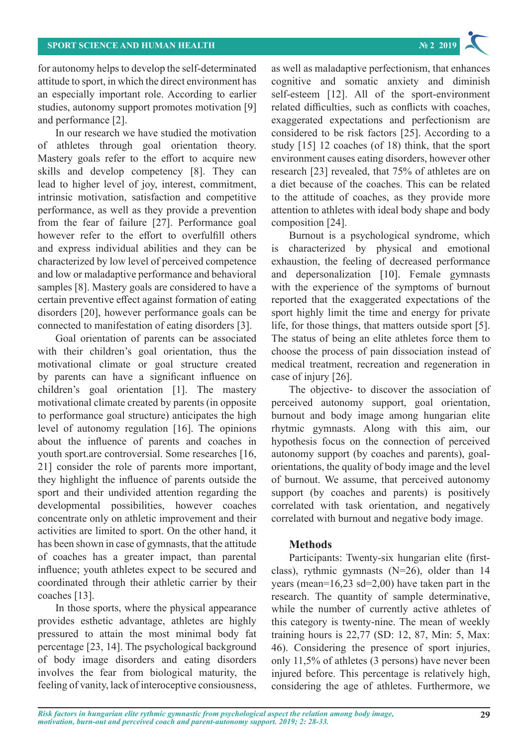for autonomy helps to develop the self-determinated attitude to sport, in which the direct environment has an especially important role. According to earlier studies, autonomy support promotes motivation [9] and performance [2].

In our research we have studied the motivation of athletes through goal orientation theory. Mastery goals refer to the effort to acquire new skills and develop competency [8]. They can lead to higher level of joy, interest, commitment, intrinsic motivation, satisfaction and competitive performance, as well as they provide a prevention from the fear of failure [27]. Performance goal however refer to the effort to overfulfill others and express individual abilities and they can be characterized by low level of perceived competence and low or maladaptive performance and behavioral samples [8]. Mastery goals are considered to have a certain preventive effect against formation of eating disorders [20], however performance goals can be connected to manifestation of eating disorders [3].

Goal orientation of parents can be associated with their children's goal orientation, thus the motivational climate or goal structure created by parents can have a significant influence on children's goal orientation [1]. The mastery motivational climate created by parents (in opposite to performance goal structure) anticipates the high level of autonomy regulation [16]. The opinions about the influence of parents and coaches in youth sport.are controversial. Some researches [16, 21] consider the role of parents more important, they highlight the influence of parents outside the sport and their undivided attention regarding the developmental possibilities, however coaches concentrate only on athletic improvement and their activities are limited to sport. On the other hand, it has been shown in case of gymnasts, that the attitude of coaches has a greater impact, than parental influence; youth athletes expect to be secured and coordinated through their athletic carrier by their coaches [13].

In those sports, where the physical appearance provides esthetic advantage, athletes are highly pressured to attain the most minimal body fat percentage [23, 14]. The psychological background of body image disorders and eating disorders involves the fear from biological maturity, the feeling of vanity, lack of interoceptive consiousness, as well as maladaptive perfectionism, that enhances cognitive and somatic anxiety and diminish self-esteem [12]. All of the sport-environment related difficulties, such as conflicts with coaches, exaggerated expectations and perfectionism are considered to be risk factors [25]. According to a study [15] 12 coaches (of 18) think, that the sport environment causes eating disorders, however other research [23] revealed, that 75% of athletes are on a diet because of the coaches. This can be related to the attitude of coaches, as they provide more attention to athletes with ideal body shape and body composition [24].

Burnout is a psychological syndrome, which is characterized by physical and emotional exhaustion, the feeling of decreased performance and depersonalization [10]. Female gymnasts with the experience of the symptoms of burnout reported that the exaggerated expectations of the sport highly limit the time and energy for private life, for those things, that matters outside sport [5]. The status of being an elite athletes force them to choose the process of pain dissociation instead of medical treatment, recreation and regeneration in case of injury [26].

The objective- to discover the association of perceived autonomy support, goal orientation, burnout and body image among hungarian elite rhytmic gymnasts. Along with this aim, our hypothesis focus on the connection of perceived autonomy support (by coaches and parents), goal-orientations, the quality of body image and the level of burnout. We assume, that perceived autonomy support (by coaches and parents) is positively correlated with task orientation, and negatively correlated with burnout and negative body image.

## Methods

Participants: Twenty-six hungarian elite (first-class), rythmic gymnasts (N=26), older than 14 years (mean=16,23 sd=2,00) have taken part in the research. The quantity of sample determinative, while the number of currently active athletes of this category is twenty-nine. The mean of weekly training hours is 22,77 (SD: 12, 87, Min: 5, Max: 46). Considering the presence of sport injuries, only 11,5% of athletes (3 persons) have never been injured before. This percentage is relatively high, considering the age of athletes. Furthermore, we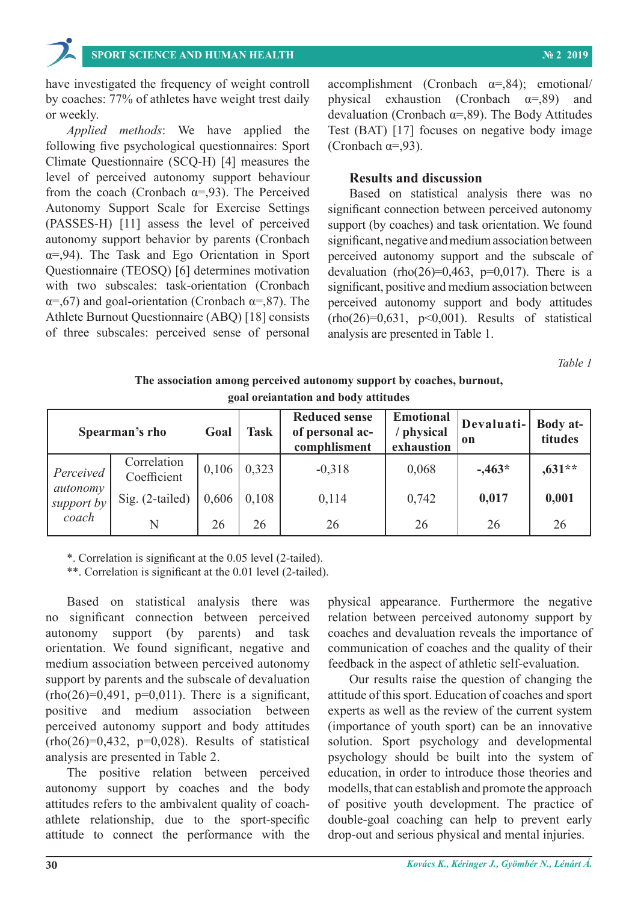have investigated the frequency of weight controll by coaches: 77% of athletes have weight trest daily or weekly.

*Applied methods*: We have applied the following five psychological questionnaires: Sport Climate Questionnaire (SCQ-H) [4] measures the level of perceived autonomy support behaviour from the coach (Cronbach $\alpha$=,93). The Perceived Autonomy Support Scale for Exercise Settings (PASSES-H) [11] assess the level of perceived autonomy support behavior by parents (Cronbach $\alpha$=,94). The Task and Ego Orientation in Sport Questionnaire (TEOSQ) [6] determines motivation with two subscales: task-orientation (Cronbach $\alpha$=,67) and goal-orientation (Cronbach $\alpha$=,87). The Athlete Burnout Questionnaire (ABQ) [18] consists of three subscales: perceived sense of personal accomplishment (Cronbach $\alpha$=,84); emotional/physical exhaustion (Cronbach $\alpha$=,89) and devaluation (Cronbach $\alpha$=,89). The Body Attitudes Test (BAT) [17] focuses on negative body image (Cronbach $\alpha$=,93).

## Results and discussion

Based on statistical analysis there was no significant connection between perceived autonomy support (by coaches) and task orientation. We found significant, negative and medium association between perceived autonomy support and the subscale of devaluation (rho(26)=0,463, p=0,017). There is a significant, positive and medium association between perceived autonomy support and body attitudes (rho(26)=0,631, p<0,001). Results of statistical analysis are presented in Table 1.

*Table 1*

**The association among perceived autonomy support by coaches, burnout, goal oreiantation and body attitudes**

| Spearman's rho | | Goal | Task | Reduced sense of personal accomplisment | Emotional / physical exhaustion | Devaluation | Body attitudes |
|---|---|---|---|---|---|---|---|
| *Perceived autonomy support by coach* | Correlation Coefficient | 0,106 | 0,323 | -0,318 | 0,068 | **-,463*** | **,631**** |
| | Sig. (2-tailed) | 0,606 | 0,108 | 0,114 | 0,742 | **0,017** | **0,001** |
| | N | 26 | 26 | 26 | 26 | 26 | 26 |

*. Correlation is significant at the 0.05 level (2-tailed).
**. Correlation is significant at the 0.01 level (2-tailed).

Based on statistical analysis there was no significant connection between perceived autonomy support (by parents) and task orientation. We found significant, negative and medium association between perceived autonomy support by parents and the subscale of devaluation (rho(26)=0,491, p=0,011). There is a significant, positive and medium association between perceived autonomy support and body attitudes (rho(26)=0,432, p=0,028). Results of statistical analysis are presented in Table 2.

The positive relation between perceived autonomy support by coaches and the body attitudes refers to the ambivalent quality of coach-athlete relationship, due to the sport-specific attitude to connect the performance with the physical appearance. Furthermore the negative relation between perceived autonomy support by coaches and devaluation reveals the importance of communication of coaches and the quality of their feedback in the aspect of athletic self-evaluation.

Our results raise the question of changing the attitude of this sport. Education of coaches and sport experts as well as the review of the current system (importance of youth sport) can be an innovative solution. Sport psychology and developmental psychology should be built into the system of education, in order to introduce those theories and modells, that can establish and promote the approach of positive youth development. The practice of double-goal coaching can help to prevent early drop-out and serious physical and mental injuries.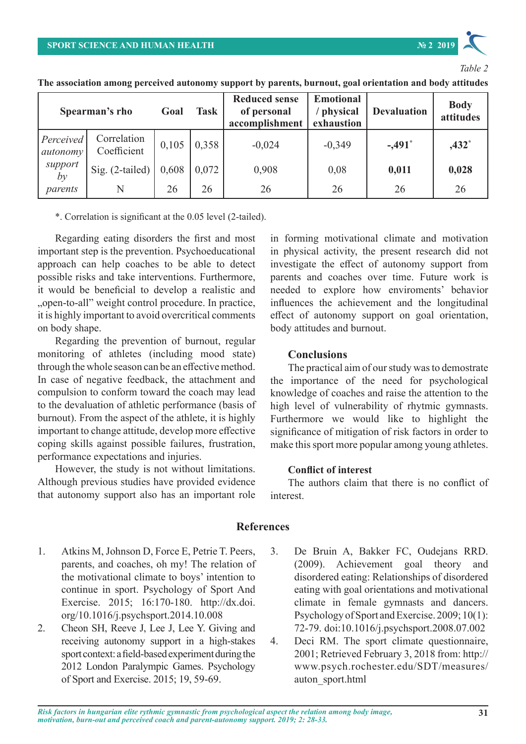*Table 2*

**The association among perceived autonomy support by parents, burnout, goal orientation and body attitudes**

| Spearman's rho | | Goal | Task | Reduced sense of personal accomplishment | Emotional / physical exhaustion | Devaluation | Body attitudes |
|---|---|---|---|---|---|---|---|
| *Perceived autonomy support by parents* | Correlation Coefficient | 0,105 | 0,358 | -0,024 | -0,349 | **-,491*** | **,432*** |
| | Sig. (2-tailed) | 0,608 | 0,072 | 0,908 | 0,08 | **0,011** | **0,028** |
| | N | 26 | 26 | 26 | 26 | 26 | 26 |

*. Correlation is significant at the 0.05 level (2-tailed).

Regarding eating disorders the first and most important step is the prevention. Psychoeducational approach can help coaches to be able to detect possible risks and take interventions. Furthermore, it would be beneficial to develop a realistic and „open-to-all" weight control procedure. In practice, it is highly important to avoid overcritical comments on body shape.

Regarding the prevention of burnout, regular monitoring of athletes (including mood state) through the whole season can be an effective method. In case of negative feedback, the attachment and compulsion to conform toward the coach may lead to the devaluation of athletic performance (basis of burnout). From the aspect of the athlete, it is highly important to change attitude, develop more effective coping skills against possible failures, frustration, performance expectations and injuries.

However, the study is not without limitations. Although previous studies have provided evidence that autonomy support also has an important role in forming motivational climate and motivation in physical activity, the present research did not investigate the effect of autonomy support from parents and coaches over time. Future work is needed to explore how enviroments' behavior influences the achievement and the longitudinal effect of autonomy support on goal orientation, body attitudes and burnout.

## Conclusions

The practical aim of our study was to demostrate the importance of the need for psychological knowledge of coaches and raise the attention to the high level of vulnerability of rhytmic gymnasts. Furthermore we would like to highlight the significance of mitigation of risk factors in order to make this sport more popular among young athletes.

## Conflict of interest

The authors claim that there is no conflict of interest.

## References

1. Atkins M, Johnson D, Force E, Petrie T. Peers, parents, and coaches, oh my! The relation of the motivational climate to boys' intention to continue in sport. Psychology of Sport And Exercise. 2015; 16:170-180. http://dx.doi.org/10.1016/j.psychsport.2014.10.008
2. Cheon SH, Reeve J, Lee J, Lee Y. Giving and receiving autonomy support in a high-stakes sport context: a field-based experiment during the 2012 London Paralympic Games. Psychology of Sport and Exercise. 2015; 19, 59-69.
3. De Bruin A, Bakker FC, Oudejans RRD. (2009). Achievement goal theory and disordered eating: Relationships of disordered eating with goal orientations and motivational climate in female gymnasts and dancers. Psychology of Sport and Exercise. 2009; 10(1): 72-79. doi:10.1016/j.psychsport.2008.07.002
4. Deci RM. The sport climate questionnaire, 2001; Retrieved February 3, 2018 from: http://www.psych.rochester.edu/SDT/measures/auton_sport.html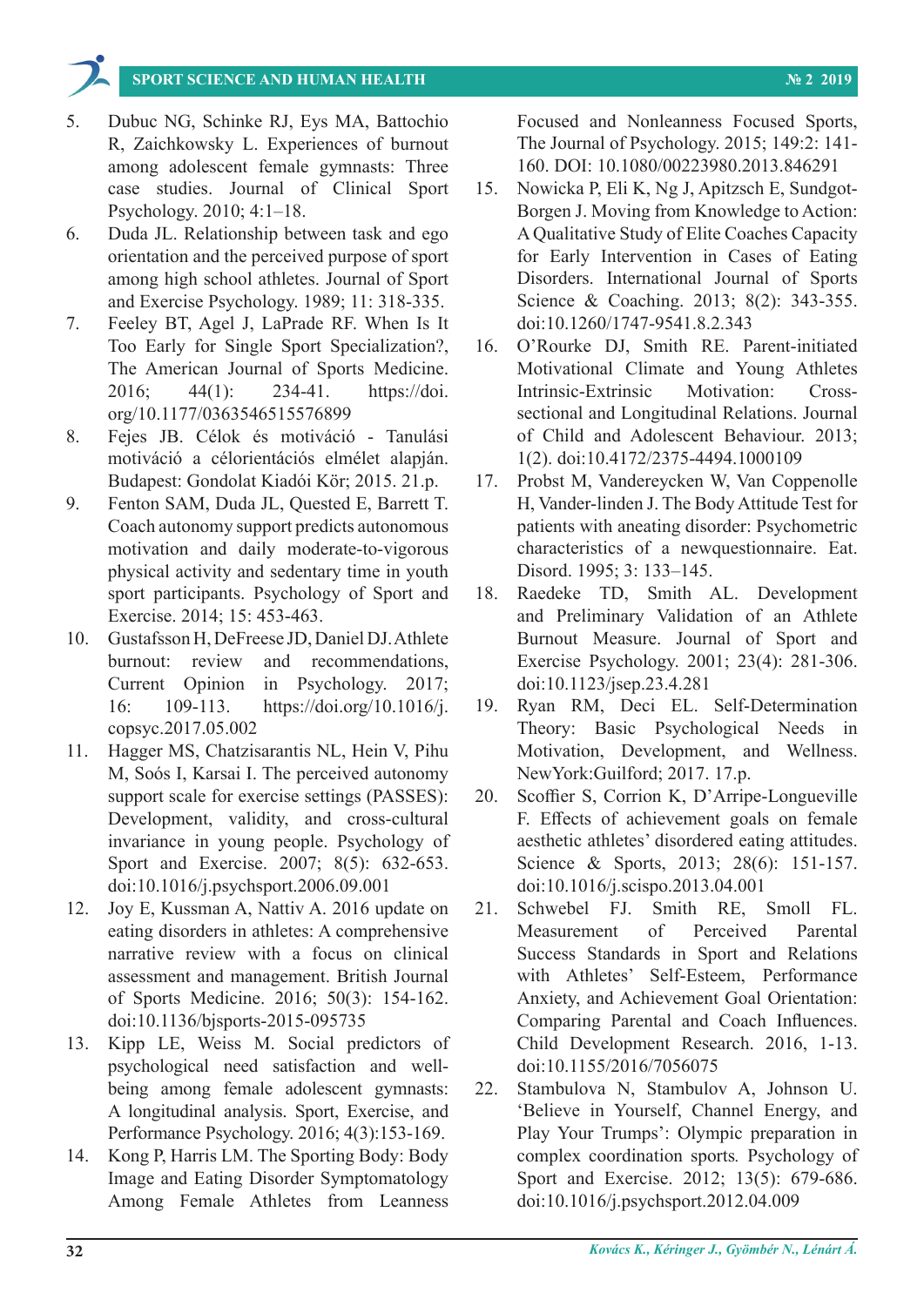5. Dubuc NG, Schinke RJ, Eys MA, Battochio R, Zaichkowsky L. Experiences of burnout among adolescent female gymnasts: Three case studies. Journal of Clinical Sport Psychology. 2010; 4:1–18.
6. Duda JL. Relationship between task and ego orientation and the perceived purpose of sport among high school athletes. Journal of Sport and Exercise Psychology. 1989; 11: 318-335.
7. Feeley BT, Agel J, LaPrade RF. When Is It Too Early for Single Sport Specialization?, The American Journal of Sports Medicine. 2016; 44(1): 234-41. https://doi.org/10.1177/0363546515576899
8. Fejes JB. Célok és motiváció - Tanulási motiváció a célorientációs elmélet alapján. Budapest: Gondolat Kiadói Kör; 2015. 21.p.
9. Fenton SAM, Duda JL, Quested E, Barrett T. Coach autonomy support predicts autonomous motivation and daily moderate-to-vigorous physical activity and sedentary time in youth sport participants. Psychology of Sport and Exercise. 2014; 15: 453-463.
10. Gustafsson H, DeFreese JD, Daniel DJ. Athlete burnout: review and recommendations, Current Opinion in Psychology. 2017; 16: 109-113. https://doi.org/10.1016/j.copsyc.2017.05.002
11. Hagger MS, Chatzisarantis NL, Hein V, Pihu M, Soós I, Karsai I. The perceived autonomy support scale for exercise settings (PASSES): Development, validity, and cross-cultural invariance in young people. Psychology of Sport and Exercise. 2007; 8(5): 632-653. doi:10.1016/j.psychsport.2006.09.001
12. Joy E, Kussman A, Nattiv A. 2016 update on eating disorders in athletes: A comprehensive narrative review with a focus on clinical assessment and management. British Journal of Sports Medicine. 2016; 50(3): 154-162. doi:10.1136/bjsports-2015-095735
13. Kipp LE, Weiss M. Social predictors of psychological need satisfaction and well-being among female adolescent gymnasts: A longitudinal analysis. Sport, Exercise, and Performance Psychology. 2016; 4(3):153-169.
14. Kong P, Harris LM. The Sporting Body: Body Image and Eating Disorder Symptomatology Among Female Athletes from Leanness Focused and Nonleanness Focused Sports, The Journal of Psychology. 2015; 149:2: 141-160. DOI: 10.1080/00223980.2013.846291
15. Nowicka P, Eli K, Ng J, Apitzsch E, Sundgot-Borgen J. Moving from Knowledge to Action: A Qualitative Study of Elite Coaches Capacity for Early Intervention in Cases of Eating Disorders. International Journal of Sports Science & Coaching. 2013; 8(2): 343-355. doi:10.1260/1747-9541.8.2.343
16. O'Rourke DJ, Smith RE. Parent-initiated Motivational Climate and Young Athletes Intrinsic-Extrinsic Motivation: Cross-sectional and Longitudinal Relations. Journal of Child and Adolescent Behaviour. 2013; 1(2). doi:10.4172/2375-4494.1000109
17. Probst M, Vandereycken W, Van Coppenolle H, Vander-linden J. The Body Attitude Test for patients with aneating disorder: Psychometric characteristics of a newquestionnaire. Eat. Disord. 1995; 3: 133–145.
18. Raedeke TD, Smith AL. Development and Preliminary Validation of an Athlete Burnout Measure. Journal of Sport and Exercise Psychology. 2001; 23(4): 281-306. doi:10.1123/jsep.23.4.281
19. Ryan RM, Deci EL. Self-Determination Theory: Basic Psychological Needs in Motivation, Development, and Wellness. NewYork:Guilford; 2017. 17.p.
20. Scoffier S, Corrion K, D'Arripe-Longueville F. Effects of achievement goals on female aesthetic athletes' disordered eating attitudes. Science & Sports, 2013; 28(6): 151-157. doi:10.1016/j.scispo.2013.04.001
21. Schwebel FJ. Smith RE, Smoll FL. Measurement of Perceived Parental Success Standards in Sport and Relations with Athletes' Self-Esteem, Performance Anxiety, and Achievement Goal Orientation: Comparing Parental and Coach Influences. Child Development Research. 2016, 1-13. doi:10.1155/2016/7056075
22. Stambulova N, Stambulov A, Johnson U. 'Believe in Yourself, Channel Energy, and Play Your Trumps': Olympic preparation in complex coordination sports. Psychology of Sport and Exercise. 2012; 13(5): 679-686. doi:10.1016/j.psychsport.2012.04.009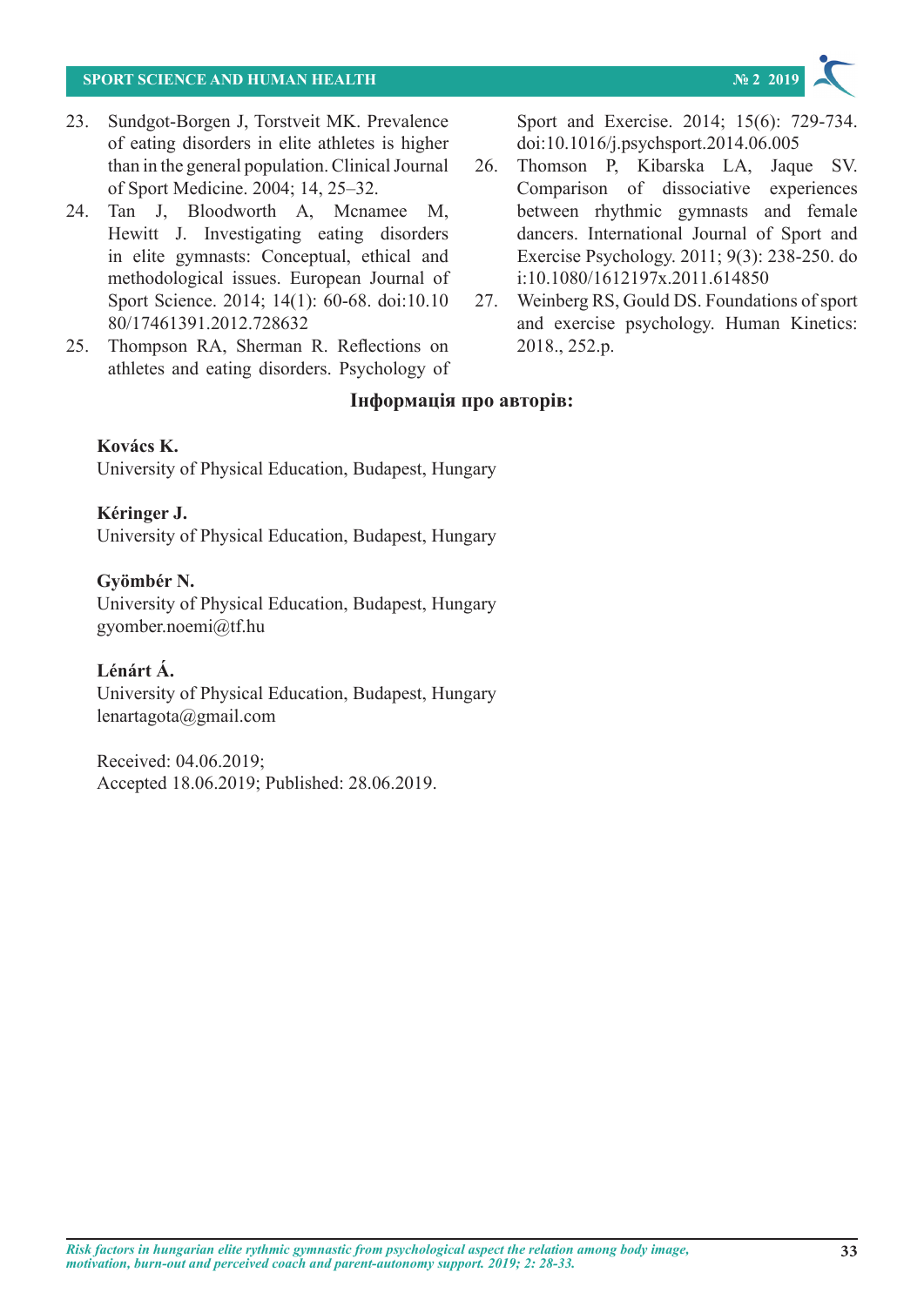23. Sundgot-Borgen J, Torstveit MK. Prevalence of eating disorders in elite athletes is higher than in the general population. Clinical Journal of Sport Medicine. 2004; 14, 25–32.
24. Tan J, Bloodworth A, Mcnamee M, Hewitt J. Investigating eating disorders in elite gymnasts: Conceptual, ethical and methodological issues. European Journal of Sport Science. 2014; 14(1): 60-68. doi:10.1080/17461391.2012.728632
25. Thompson RA, Sherman R. Reflections on athletes and eating disorders. Psychology of Sport and Exercise. 2014; 15(6): 729-734. doi:10.1016/j.psychsport.2014.06.005
26. Thomson P, Kibarska LA, Jaque SV. Comparison of dissociative experiences between rhythmic gymnasts and female dancers. International Journal of Sport and Exercise Psychology. 2011; 9(3): 238-250. doi:10.1080/1612197x.2011.614850
27. Weinberg RS, Gould DS. Foundations of sport and exercise psychology. Human Kinetics: 2018., 252.p.

**Інформація про авторів:**

**Kovács K.**
University of Physical Education, Budapest, Hungary

**Kéringer J.**
University of Physical Education, Budapest, Hungary

**Gyömbér N.**
University of Physical Education, Budapest, Hungary
gyomber.noemi@tf.hu

**Lénárt Á.**
University of Physical Education, Budapest, Hungary
lenartagota@gmail.com

Received: 04.06.2019;
Accepted 18.06.2019; Published: 28.06.2019.